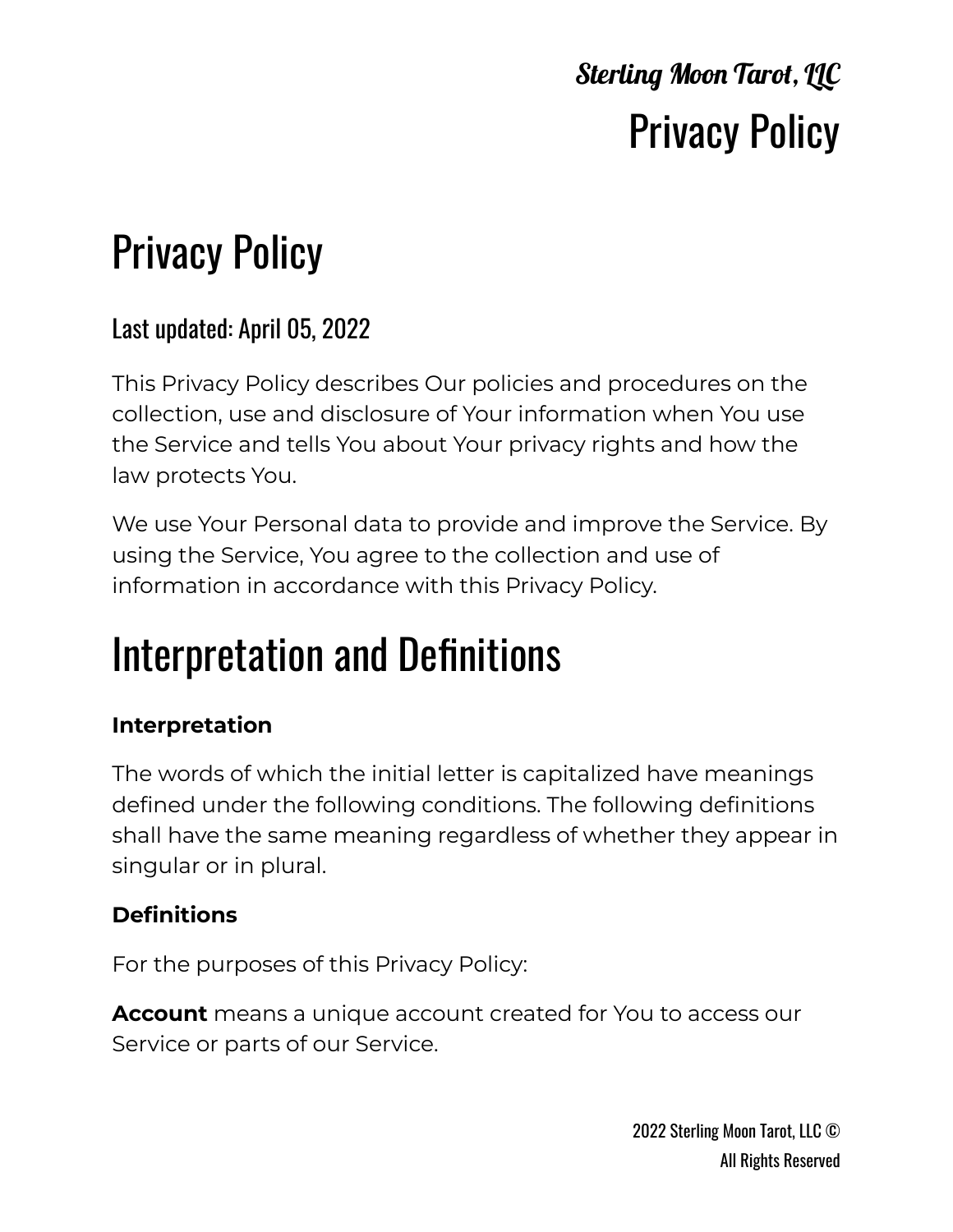# Privacy Policy

### Last updated: April 05, 2022

This Privacy Policy describes Our policies and procedures on the collection, use and disclosure of Your information when You use the Service and tells You about Your privacy rights and how the law protects You.

We use Your Personal data to provide and improve the Service. By using the Service, You agree to the collection and use of information in accordance with this Privacy Policy.

## Interpretation and Definitions

**Interpretation**

The words of which the initial letter is capitalized have meanings defined under the following conditions. The following definitions shall have the same meaning regardless of whether they appear in singular or in plural.

**Definitions**

For the purposes of this Privacy Policy:

**Account** means a unique account created for You to access our Service or parts of our Service.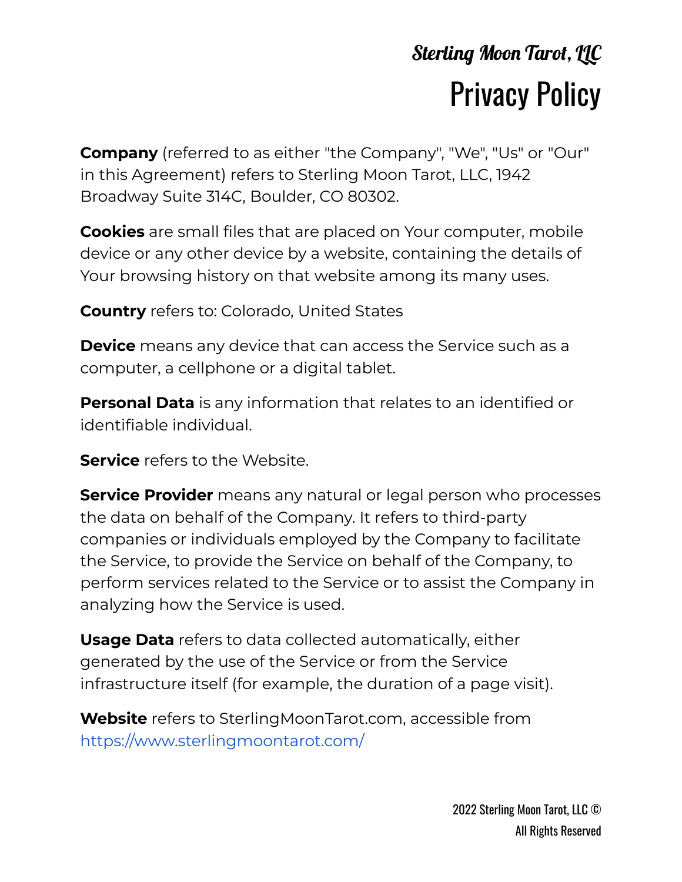**Company** (referred to as either "the Company", "We", "Us" or "Our" in this Agreement) refers to Sterling Moon Tarot, LLC, 1942 Broadway Suite 314C, Boulder, CO 80302.

**Cookies** are small files that are placed on Your computer, mobile device or any other device by a website, containing the details of Your browsing history on that website among its many uses.

**Country** refers to: Colorado, United States

**Device** means any device that can access the Service such as a computer, a cellphone or a digital tablet.

**Personal Data** is any information that relates to an identified or identifiable individual.

**Service** refers to the Website.

**Service Provider** means any natural or legal person who processes the data on behalf of the Company. It refers to third-party companies or individuals employed by the Company to facilitate the Service, to provide the Service on behalf of the Company, to perform services related to the Service or to assist the Company in analyzing how the Service is used.

**Usage Data** refers to data collected automatically, either generated by the use of the Service or from the Service infrastructure itself (for example, the duration of a page visit).

**Website** refers to SterlingMoonTarot.com, accessible from https://www.sterlingmoontarot.com/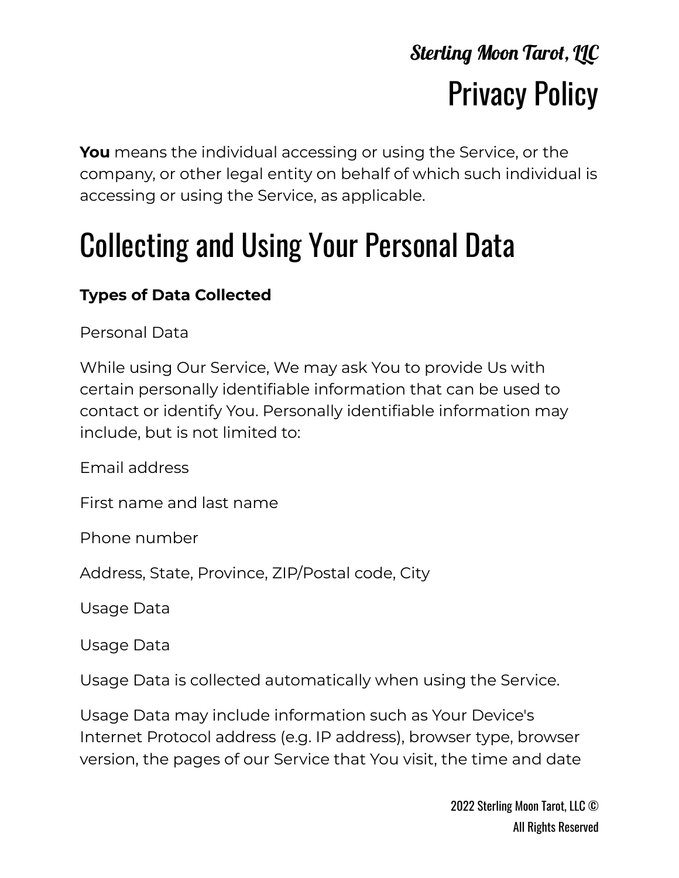**You** means the individual accessing or using the Service, or the company, or other legal entity on behalf of which such individual is accessing or using the Service, as applicable.

# Collecting and Using Your Personal Data

**Types of Data Collected**

Personal Data

While using Our Service, We may ask You to provide Us with certain personally identifiable information that can be used to contact or identify You. Personally identifiable information may include, but is not limited to:

Email address

First name and last name

Phone number

Address, State, Province, ZIP/Postal code, City

Usage Data

Usage Data

Usage Data is collected automatically when using the Service.

Usage Data may include information such as Your Device's Internet Protocol address (e.g. IP address), browser type, browser version, the pages of our Service that You visit, the time and date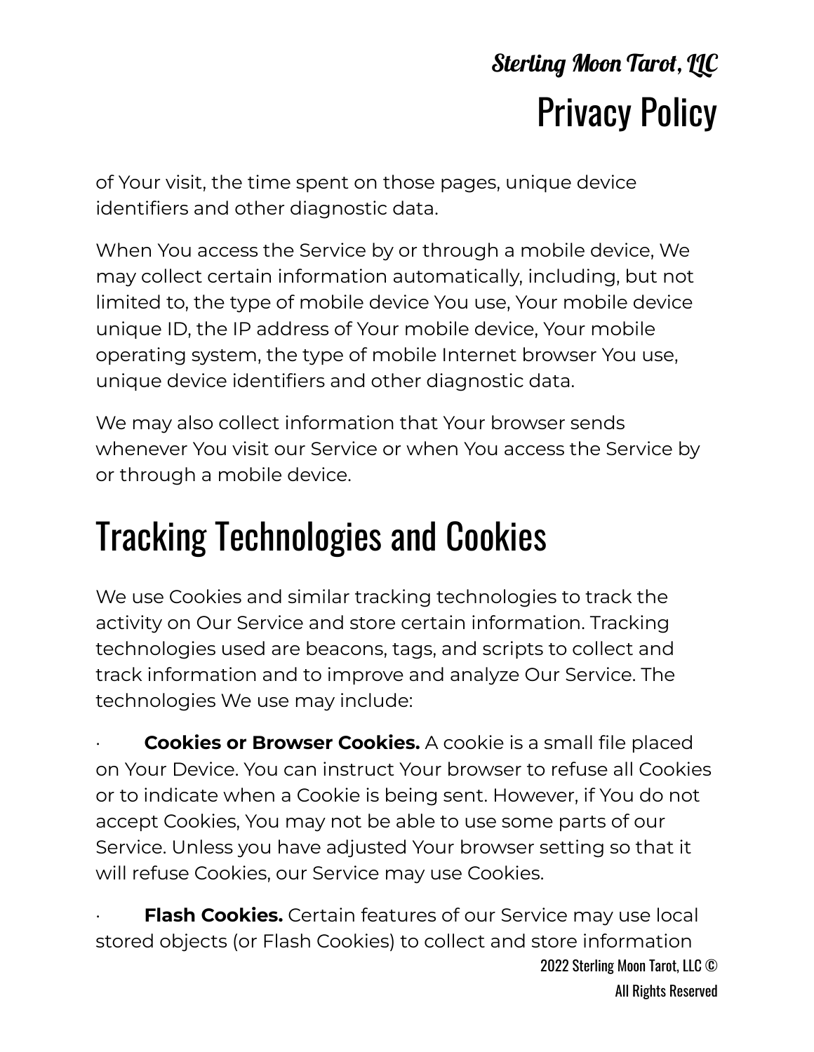of Your visit, the time spent on those pages, unique device identifiers and other diagnostic data.

When You access the Service by or through a mobile device, We may collect certain information automatically, including, but not limited to, the type of mobile device You use, Your mobile device unique ID, the IP address of Your mobile device, Your mobile operating system, the type of mobile Internet browser You use, unique device identifiers and other diagnostic data.

We may also collect information that Your browser sends whenever You visit our Service or when You access the Service by or through a mobile device.

# Tracking Technologies and Cookies

We use Cookies and similar tracking technologies to track the activity on Our Service and store certain information. Tracking technologies used are beacons, tags, and scripts to collect and track information and to improve and analyze Our Service. The technologies We use may include:

- **Cookies or Browser Cookies.** A cookie is a small file placed on Your Device. You can instruct Your browser to refuse all Cookies or to indicate when a Cookie is being sent. However, if You do not accept Cookies, You may not be able to use some parts of our Service. Unless you have adjusted Your browser setting so that it will refuse Cookies, our Service may use Cookies.

- **Flash Cookies.** Certain features of our Service may use local stored objects (or Flash Cookies) to collect and store information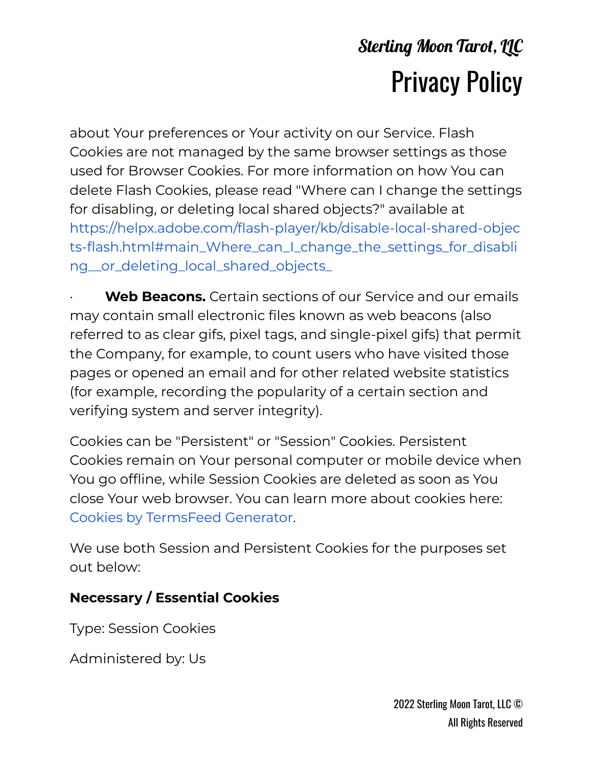about Your preferences or Your activity on our Service. Flash Cookies are not managed by the same browser settings as those used for Browser Cookies. For more information on how You can delete Flash Cookies, please read "Where can I change the settings for disabling, or deleting local shared objects?" available at https://helpx.adobe.com/flash-player/kb/disable-local-shared-objects-flash.html#main_Where_can_I_change_the_settings_for_disabling__or_deleting_local_shared_objects_

- **Web Beacons.** Certain sections of our Service and our emails may contain small electronic files known as web beacons (also referred to as clear gifs, pixel tags, and single-pixel gifs) that permit the Company, for example, to count users who have visited those pages or opened an email and for other related website statistics (for example, recording the popularity of a certain section and verifying system and server integrity).

Cookies can be "Persistent" or "Session" Cookies. Persistent Cookies remain on Your personal computer or mobile device when You go offline, while Session Cookies are deleted as soon as You close Your web browser. You can learn more about cookies here: Cookies by TermsFeed Generator.

We use both Session and Persistent Cookies for the purposes set out below:

**Necessary / Essential Cookies**

Type: Session Cookies

Administered by: Us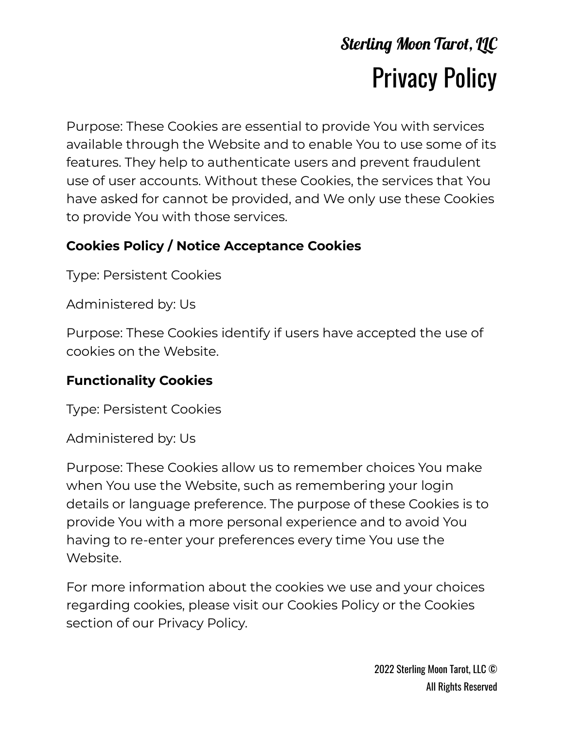Purpose: These Cookies are essential to provide You with services available through the Website and to enable You to use some of its features. They help to authenticate users and prevent fraudulent use of user accounts. Without these Cookies, the services that You have asked for cannot be provided, and We only use these Cookies to provide You with those services.

**Cookies Policy / Notice Acceptance Cookies**

Type: Persistent Cookies

Administered by: Us

Purpose: These Cookies identify if users have accepted the use of cookies on the Website.

**Functionality Cookies**

Type: Persistent Cookies

Administered by: Us

Purpose: These Cookies allow us to remember choices You make when You use the Website, such as remembering your login details or language preference. The purpose of these Cookies is to provide You with a more personal experience and to avoid You having to re-enter your preferences every time You use the Website.

For more information about the cookies we use and your choices regarding cookies, please visit our Cookies Policy or the Cookies section of our Privacy Policy.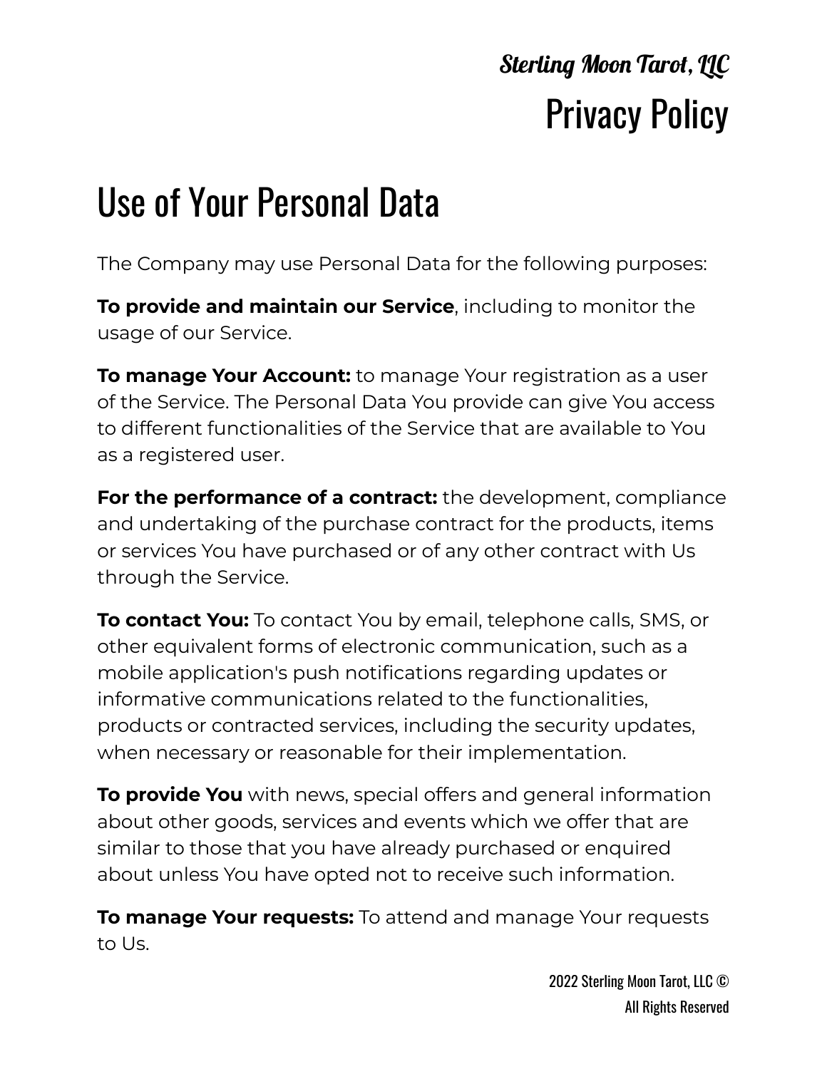# Use of Your Personal Data

The Company may use Personal Data for the following purposes:

**To provide and maintain our Service**, including to monitor the usage of our Service.

**To manage Your Account:** to manage Your registration as a user of the Service. The Personal Data You provide can give You access to different functionalities of the Service that are available to You as a registered user.

**For the performance of a contract:** the development, compliance and undertaking of the purchase contract for the products, items or services You have purchased or of any other contract with Us through the Service.

**To contact You:** To contact You by email, telephone calls, SMS, or other equivalent forms of electronic communication, such as a mobile application's push notifications regarding updates or informative communications related to the functionalities, products or contracted services, including the security updates, when necessary or reasonable for their implementation.

**To provide You** with news, special offers and general information about other goods, services and events which we offer that are similar to those that you have already purchased or enquired about unless You have opted not to receive such information.

**To manage Your requests:** To attend and manage Your requests to Us.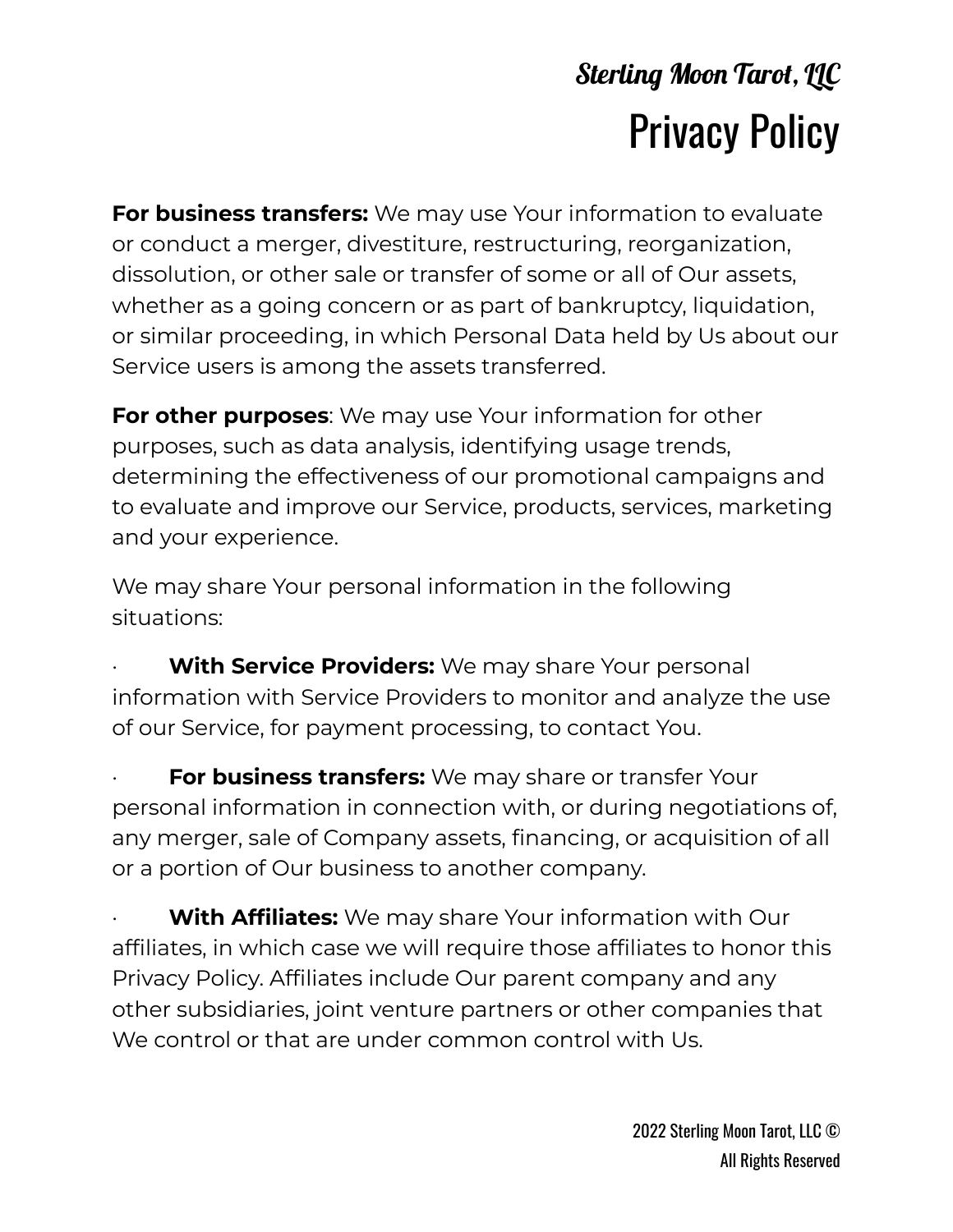**For business transfers:** We may use Your information to evaluate or conduct a merger, divestiture, restructuring, reorganization, dissolution, or other sale or transfer of some or all of Our assets, whether as a going concern or as part of bankruptcy, liquidation, or similar proceeding, in which Personal Data held by Us about our Service users is among the assets transferred.

**For other purposes**: We may use Your information for other purposes, such as data analysis, identifying usage trends, determining the effectiveness of our promotional campaigns and to evaluate and improve our Service, products, services, marketing and your experience.

We may share Your personal information in the following situations:

- **With Service Providers:** We may share Your personal information with Service Providers to monitor and analyze the use of our Service, for payment processing, to contact You.
- **For business transfers:** We may share or transfer Your personal information in connection with, or during negotiations of, any merger, sale of Company assets, financing, or acquisition of all or a portion of Our business to another company.
- **With Affiliates:** We may share Your information with Our affiliates, in which case we will require those affiliates to honor this Privacy Policy. Affiliates include Our parent company and any other subsidiaries, joint venture partners or other companies that We control or that are under common control with Us.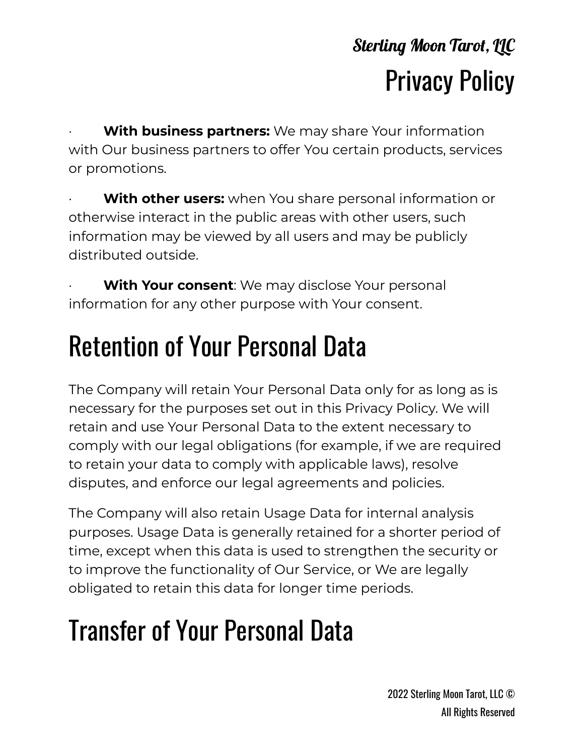- **With business partners:** We may share Your information with Our business partners to offer You certain products, services or promotions.
- **With other users:** when You share personal information or otherwise interact in the public areas with other users, such information may be viewed by all users and may be publicly distributed outside.
- **With Your consent**: We may disclose Your personal information for any other purpose with Your consent.

# Retention of Your Personal Data

The Company will retain Your Personal Data only for as long as is necessary for the purposes set out in this Privacy Policy. We will retain and use Your Personal Data to the extent necessary to comply with our legal obligations (for example, if we are required to retain your data to comply with applicable laws), resolve disputes, and enforce our legal agreements and policies.

The Company will also retain Usage Data for internal analysis purposes. Usage Data is generally retained for a shorter period of time, except when this data is used to strengthen the security or to improve the functionality of Our Service, or We are legally obligated to retain this data for longer time periods.

# Transfer of Your Personal Data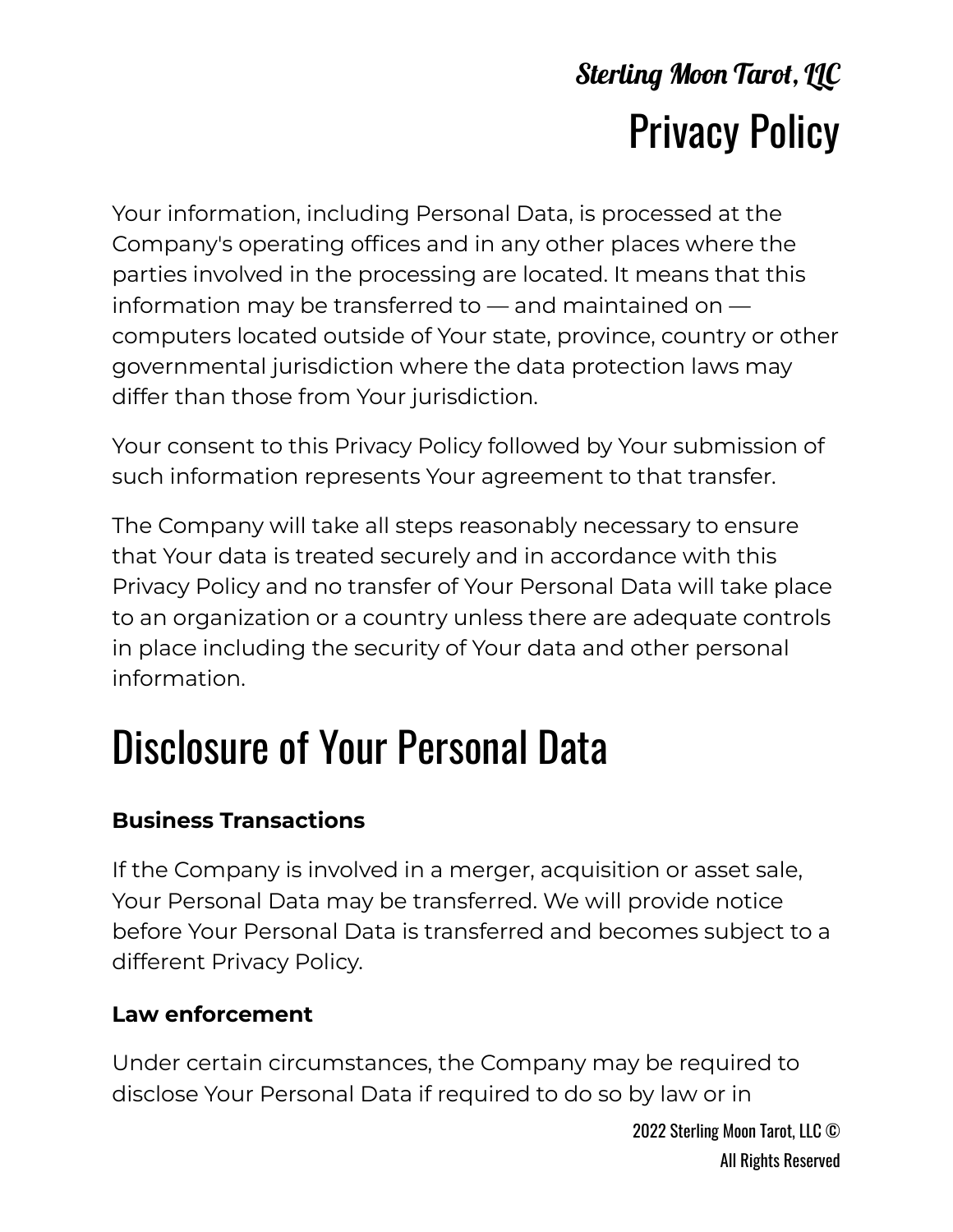Your information, including Personal Data, is processed at the Company's operating offices and in any other places where the parties involved in the processing are located. It means that this information may be transferred to — and maintained on — computers located outside of Your state, province, country or other governmental jurisdiction where the data protection laws may differ than those from Your jurisdiction.

Your consent to this Privacy Policy followed by Your submission of such information represents Your agreement to that transfer.

The Company will take all steps reasonably necessary to ensure that Your data is treated securely and in accordance with this Privacy Policy and no transfer of Your Personal Data will take place to an organization or a country unless there are adequate controls in place including the security of Your data and other personal information.

# Disclosure of Your Personal Data

**Business Transactions**

If the Company is involved in a merger, acquisition or asset sale, Your Personal Data may be transferred. We will provide notice before Your Personal Data is transferred and becomes subject to a different Privacy Policy.

**Law enforcement**

Under certain circumstances, the Company may be required to disclose Your Personal Data if required to do so by law or in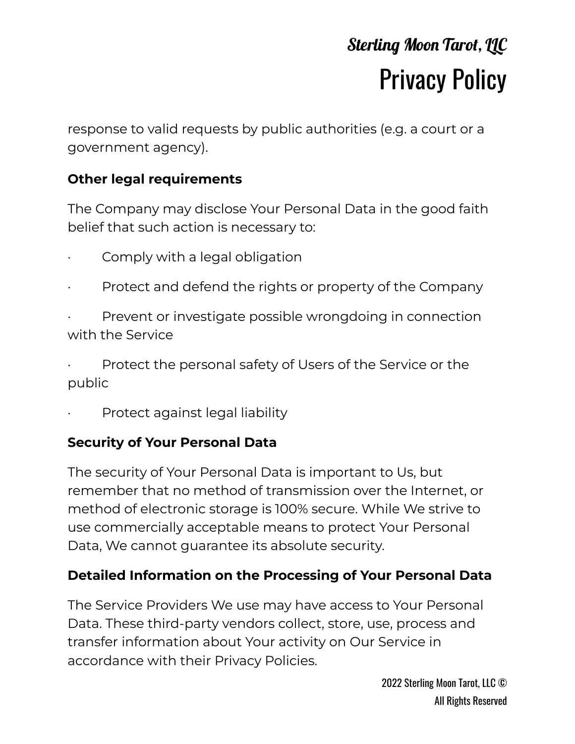response to valid requests by public authorities (e.g. a court or a government agency).

**Other legal requirements**

The Company may disclose Your Personal Data in the good faith belief that such action is necessary to:

- Comply with a legal obligation
- Protect and defend the rights or property of the Company
- Prevent or investigate possible wrongdoing in connection with the Service
- Protect the personal safety of Users of the Service or the public
- Protect against legal liability

**Security of Your Personal Data**

The security of Your Personal Data is important to Us, but remember that no method of transmission over the Internet, or method of electronic storage is 100% secure. While We strive to use commercially acceptable means to protect Your Personal Data, We cannot guarantee its absolute security.

**Detailed Information on the Processing of Your Personal Data**

The Service Providers We use may have access to Your Personal Data. These third-party vendors collect, store, use, process and transfer information about Your activity on Our Service in accordance with their Privacy Policies.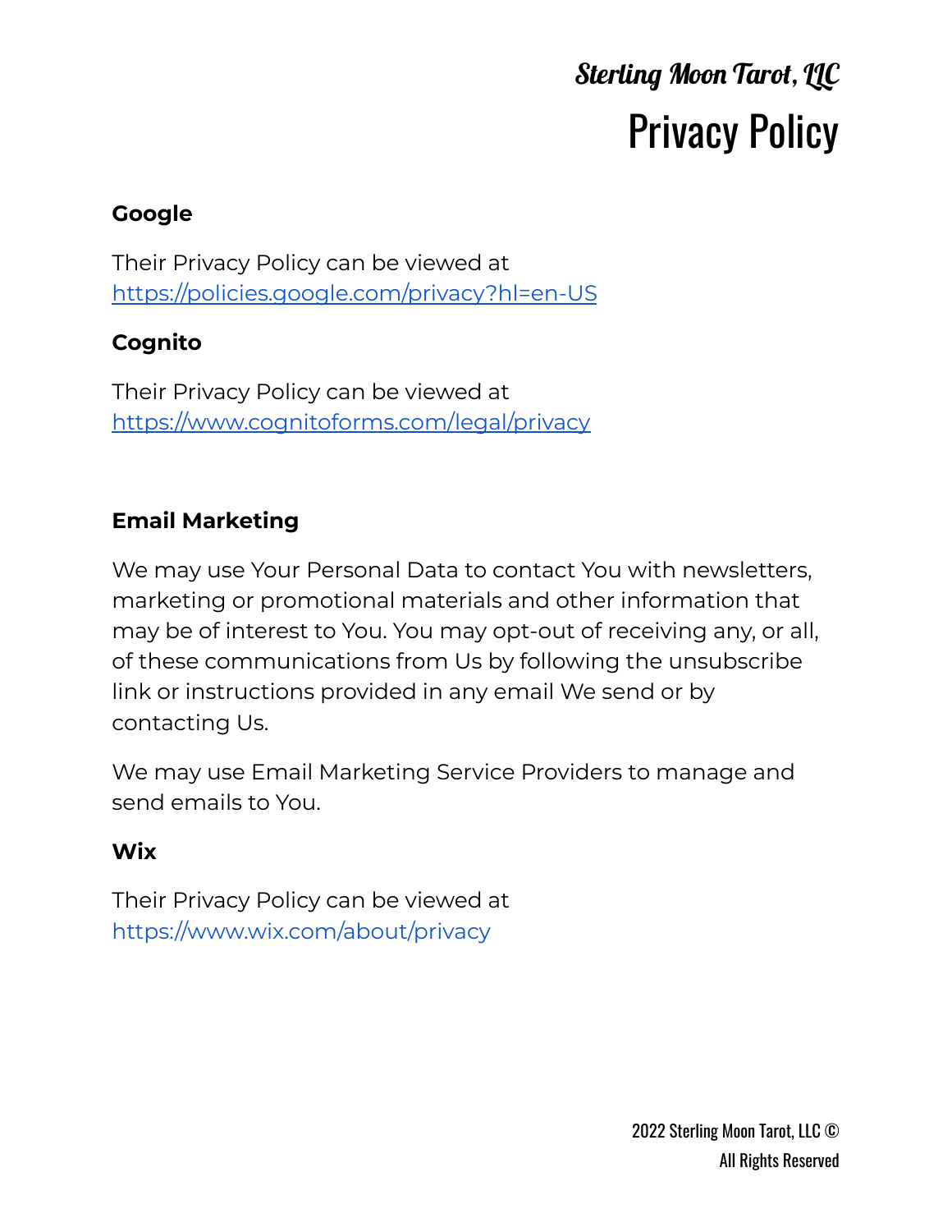#### Google

Their Privacy Policy can be viewed at https://policies.google.com/privacy?hl=en-US

#### Cognito

Their Privacy Policy can be viewed at https://www.cognitoforms.com/legal/privacy

#### Email Marketing

We may use Your Personal Data to contact You with newsletters, marketing or promotional materials and other information that may be of interest to You. You may opt-out of receiving any, or all, of these communications from Us by following the unsubscribe link or instructions provided in any email We send or by contacting Us.

We may use Email Marketing Service Providers to manage and send emails to You.

#### Wix

Their Privacy Policy can be viewed at https://www.wix.com/about/privacy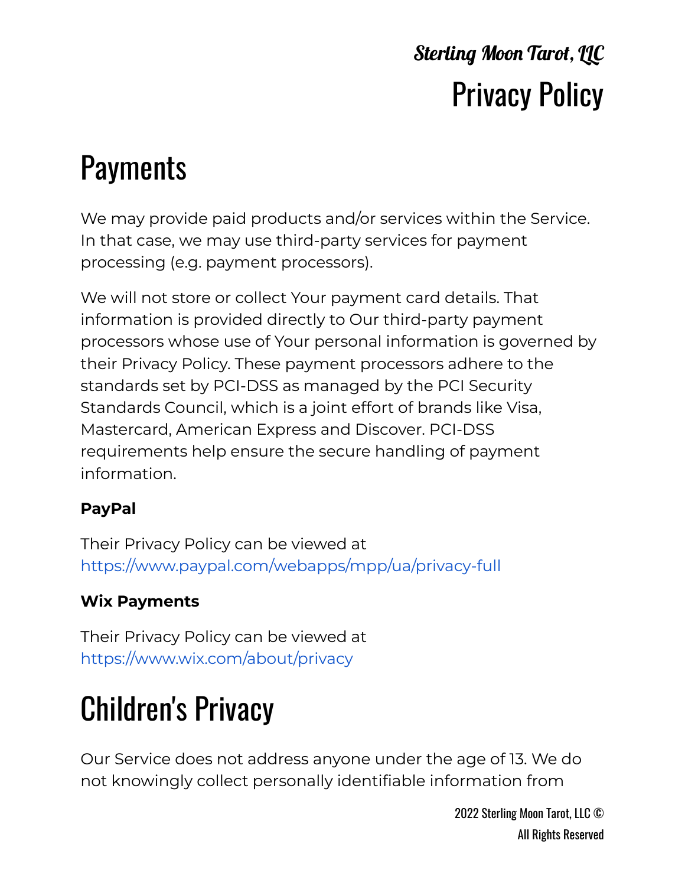# Payments

We may provide paid products and/or services within the Service. In that case, we may use third-party services for payment processing (e.g. payment processors).

We will not store or collect Your payment card details. That information is provided directly to Our third-party payment processors whose use of Your personal information is governed by their Privacy Policy. These payment processors adhere to the standards set by PCI-DSS as managed by the PCI Security Standards Council, which is a joint effort of brands like Visa, Mastercard, American Express and Discover. PCI-DSS requirements help ensure the secure handling of payment information.

**PayPal**

Their Privacy Policy can be viewed at https://www.paypal.com/webapps/mpp/ua/privacy-full

**Wix Payments**

Their Privacy Policy can be viewed at https://www.wix.com/about/privacy

# Children's Privacy

Our Service does not address anyone under the age of 13. We do not knowingly collect personally identifiable information from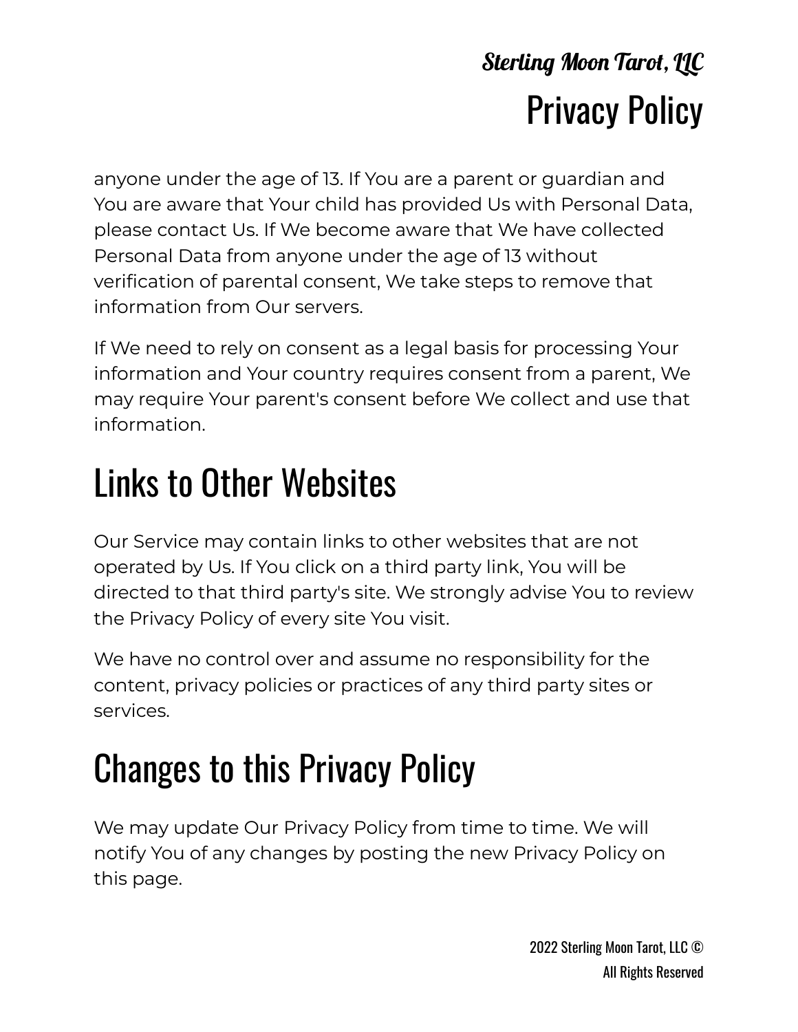anyone under the age of 13. If You are a parent or guardian and You are aware that Your child has provided Us with Personal Data, please contact Us. If We become aware that We have collected Personal Data from anyone under the age of 13 without verification of parental consent, We take steps to remove that information from Our servers.

If We need to rely on consent as a legal basis for processing Your information and Your country requires consent from a parent, We may require Your parent's consent before We collect and use that information.

# Links to Other Websites

Our Service may contain links to other websites that are not operated by Us. If You click on a third party link, You will be directed to that third party's site. We strongly advise You to review the Privacy Policy of every site You visit.

We have no control over and assume no responsibility for the content, privacy policies or practices of any third party sites or services.

# Changes to this Privacy Policy

We may update Our Privacy Policy from time to time. We will notify You of any changes by posting the new Privacy Policy on this page.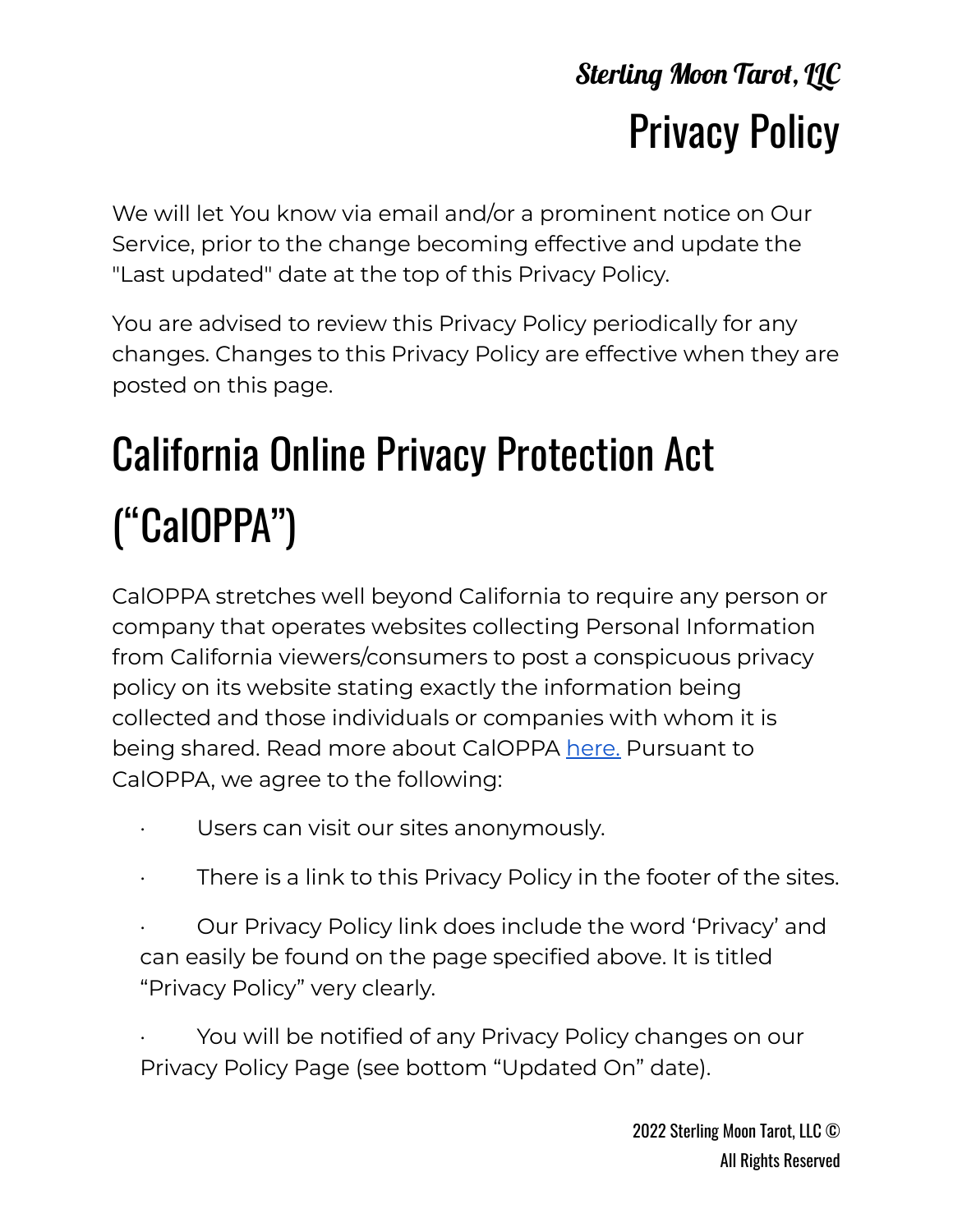We will let You know via email and/or a prominent notice on Our Service, prior to the change becoming effective and update the "Last updated" date at the top of this Privacy Policy.

You are advised to review this Privacy Policy periodically for any changes. Changes to this Privacy Policy are effective when they are posted on this page.

# California Online Privacy Protection Act ("CalOPPA")

CalOPPA stretches well beyond California to require any person or company that operates websites collecting Personal Information from California viewers/consumers to post a conspicuous privacy policy on its website stating exactly the information being collected and those individuals or companies with whom it is being shared. Read more about CalOPPA here. Pursuant to CalOPPA, we agree to the following:

- Users can visit our sites anonymously.
- There is a link to this Privacy Policy in the footer of the sites.
- Our Privacy Policy link does include the word 'Privacy' and can easily be found on the page specified above. It is titled "Privacy Policy" very clearly.
- You will be notified of any Privacy Policy changes on our Privacy Policy Page (see bottom "Updated On" date).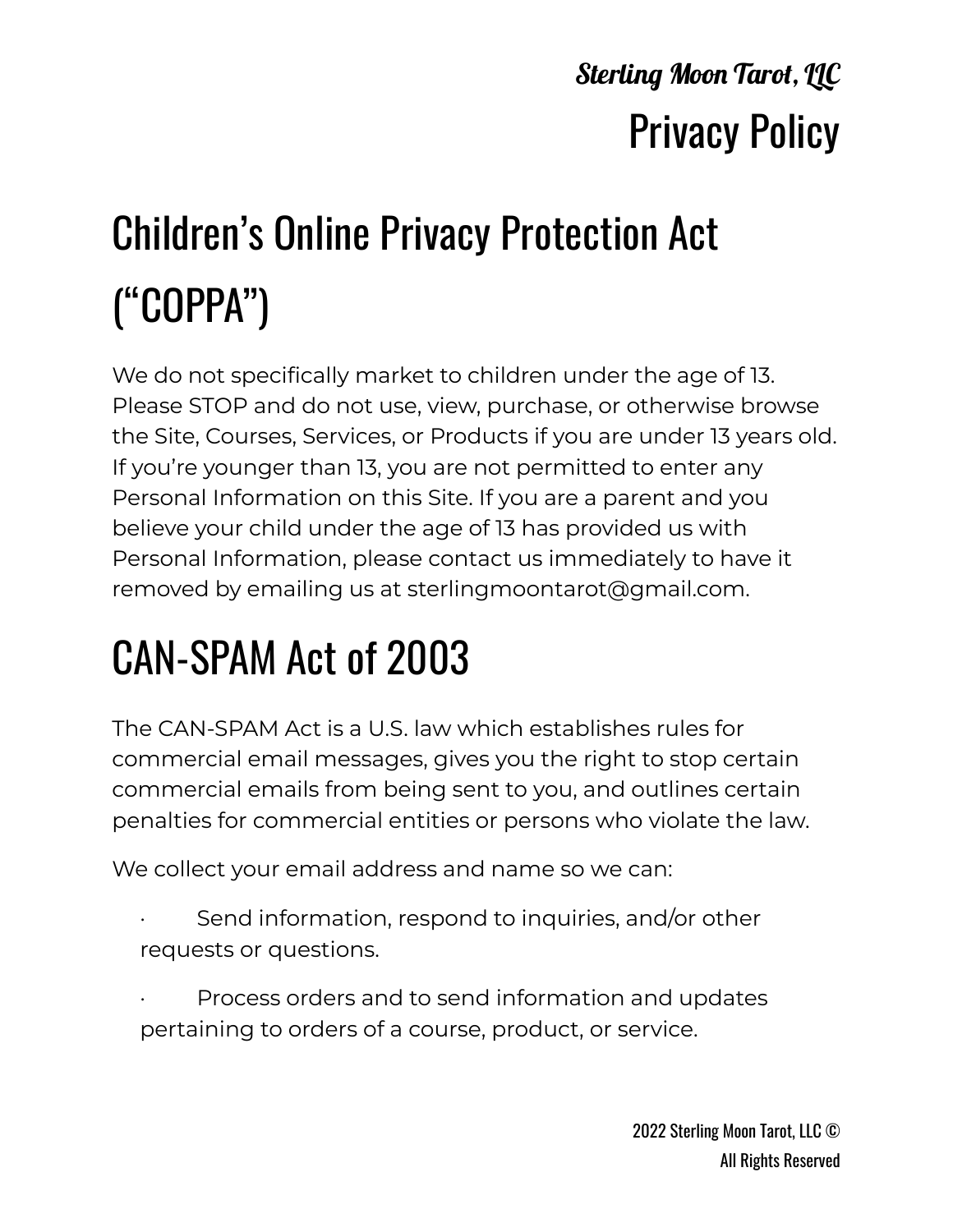# Children's Online Privacy Protection Act ("COPPA")

We do not specifically market to children under the age of 13. Please STOP and do not use, view, purchase, or otherwise browse the Site, Courses, Services, or Products if you are under 13 years old. If you're younger than 13, you are not permitted to enter any Personal Information on this Site. If you are a parent and you believe your child under the age of 13 has provided us with Personal Information, please contact us immediately to have it removed by emailing us at sterlingmoontarot@gmail.com.

# CAN-SPAM Act of 2003

The CAN-SPAM Act is a U.S. law which establishes rules for commercial email messages, gives you the right to stop certain commercial emails from being sent to you, and outlines certain penalties for commercial entities or persons who violate the law.

We collect your email address and name so we can:

- Send information, respond to inquiries, and/or other requests or questions.
- Process orders and to send information and updates pertaining to orders of a course, product, or service.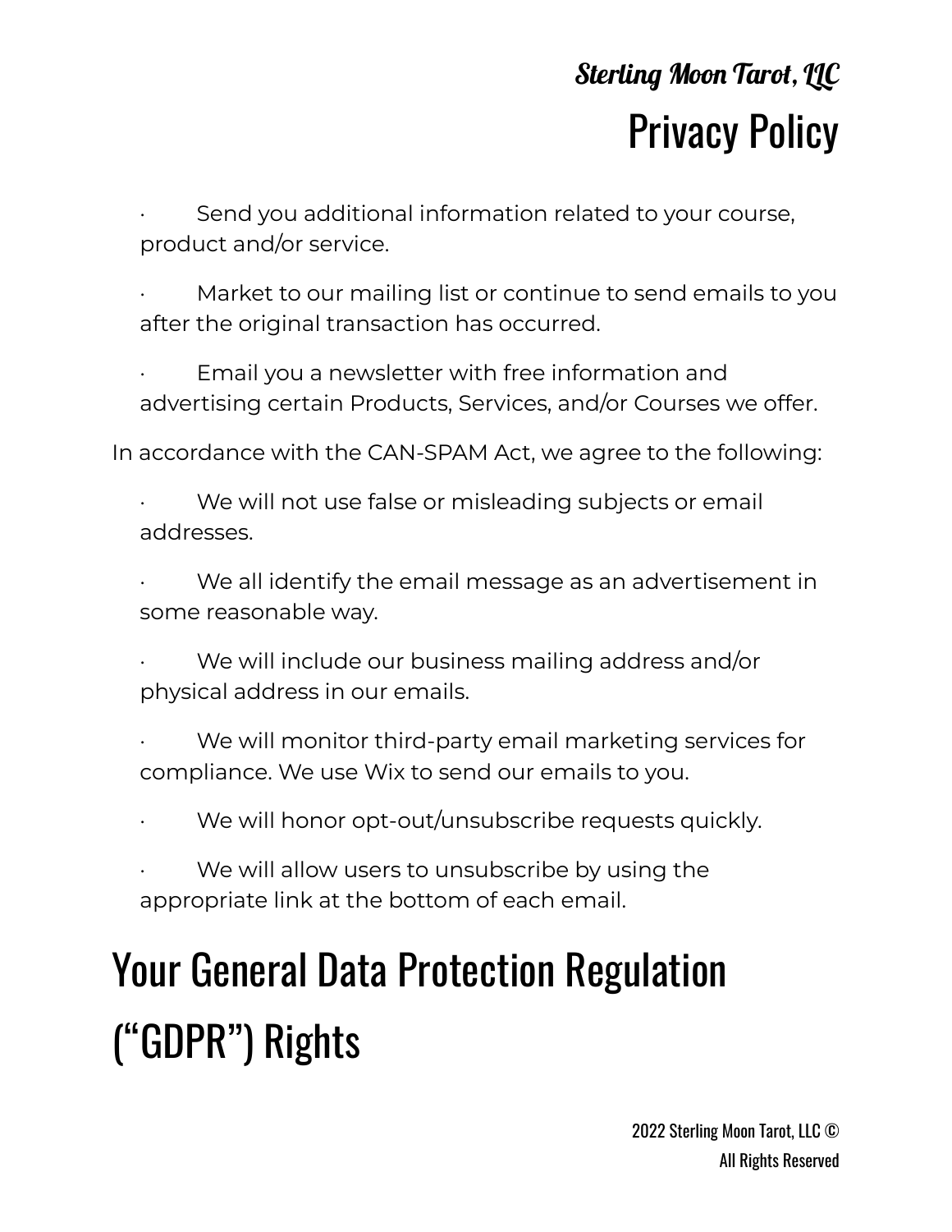- Send you additional information related to your course, product and/or service.
- Market to our mailing list or continue to send emails to you after the original transaction has occurred.
- Email you a newsletter with free information and advertising certain Products, Services, and/or Courses we offer.

In accordance with the CAN-SPAM Act, we agree to the following:

- We will not use false or misleading subjects or email addresses.
- We all identify the email message as an advertisement in some reasonable way.
- We will include our business mailing address and/or physical address in our emails.
- We will monitor third-party email marketing services for compliance. We use Wix to send our emails to you.
- We will honor opt-out/unsubscribe requests quickly.
- We will allow users to unsubscribe by using the appropriate link at the bottom of each email.

# Your General Data Protection Regulation ("GDPR") Rights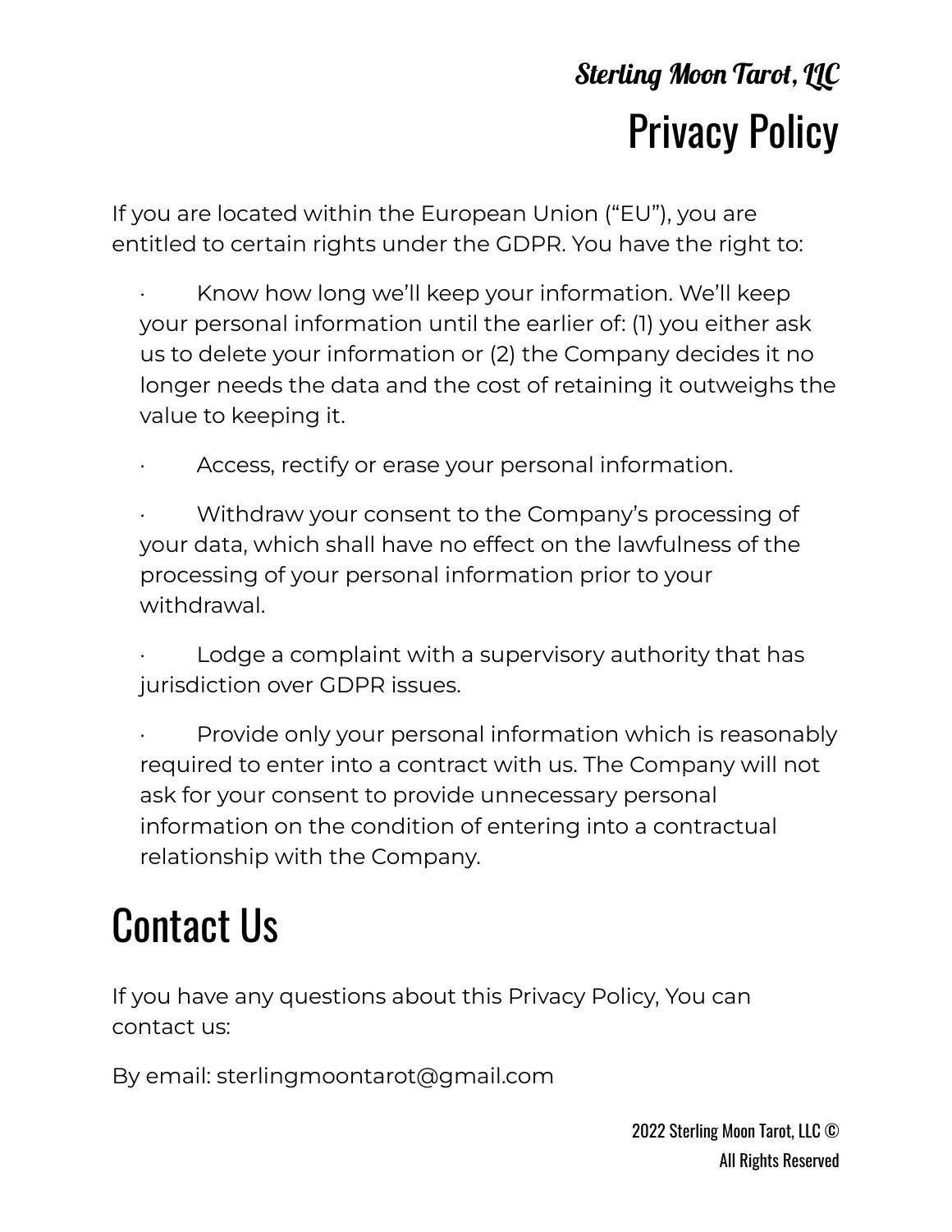If you are located within the European Union ("EU"), you are entitled to certain rights under the GDPR. You have the right to:

- Know how long we'll keep your information. We'll keep your personal information until the earlier of: (1) you either ask us to delete your information or (2) the Company decides it no longer needs the data and the cost of retaining it outweighs the value to keeping it.
- Access, rectify or erase your personal information.
- Withdraw your consent to the Company's processing of your data, which shall have no effect on the lawfulness of the processing of your personal information prior to your withdrawal.
- Lodge a complaint with a supervisory authority that has jurisdiction over GDPR issues.
- Provide only your personal information which is reasonably required to enter into a contract with us. The Company will not ask for your consent to provide unnecessary personal information on the condition of entering into a contractual relationship with the Company.

# Contact Us

If you have any questions about this Privacy Policy, You can contact us:

By email: sterlingmoontarot@gmail.com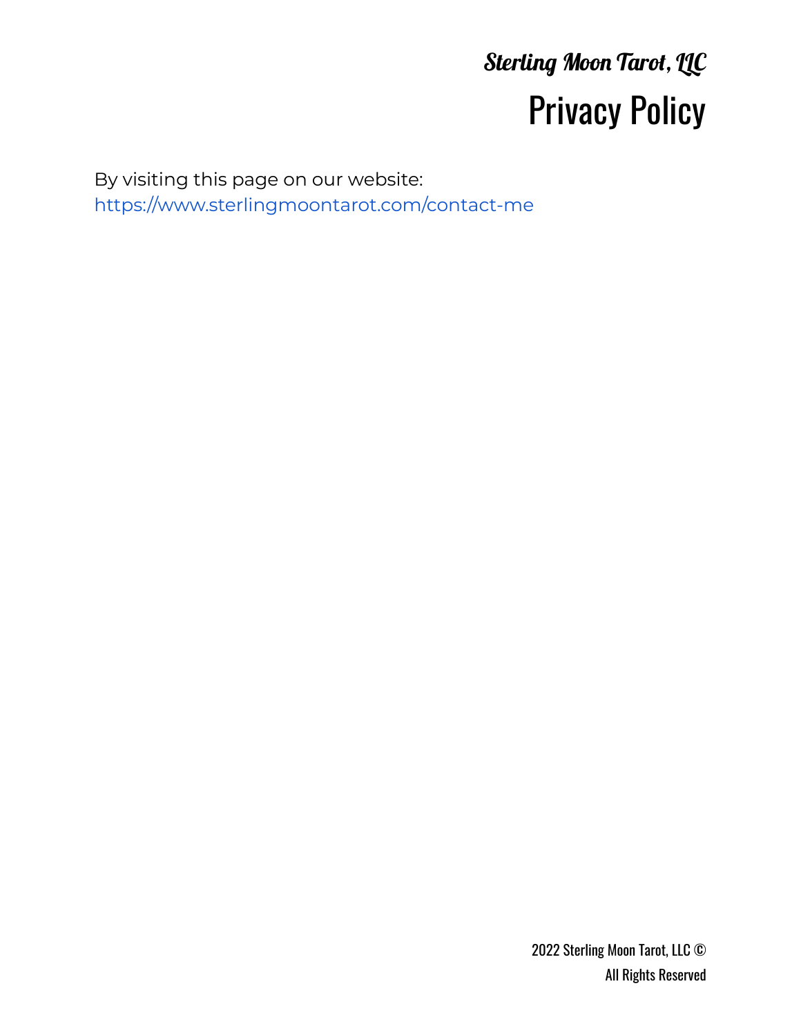By visiting this page on our website:
https://www.sterlingmoontarot.com/contact-me